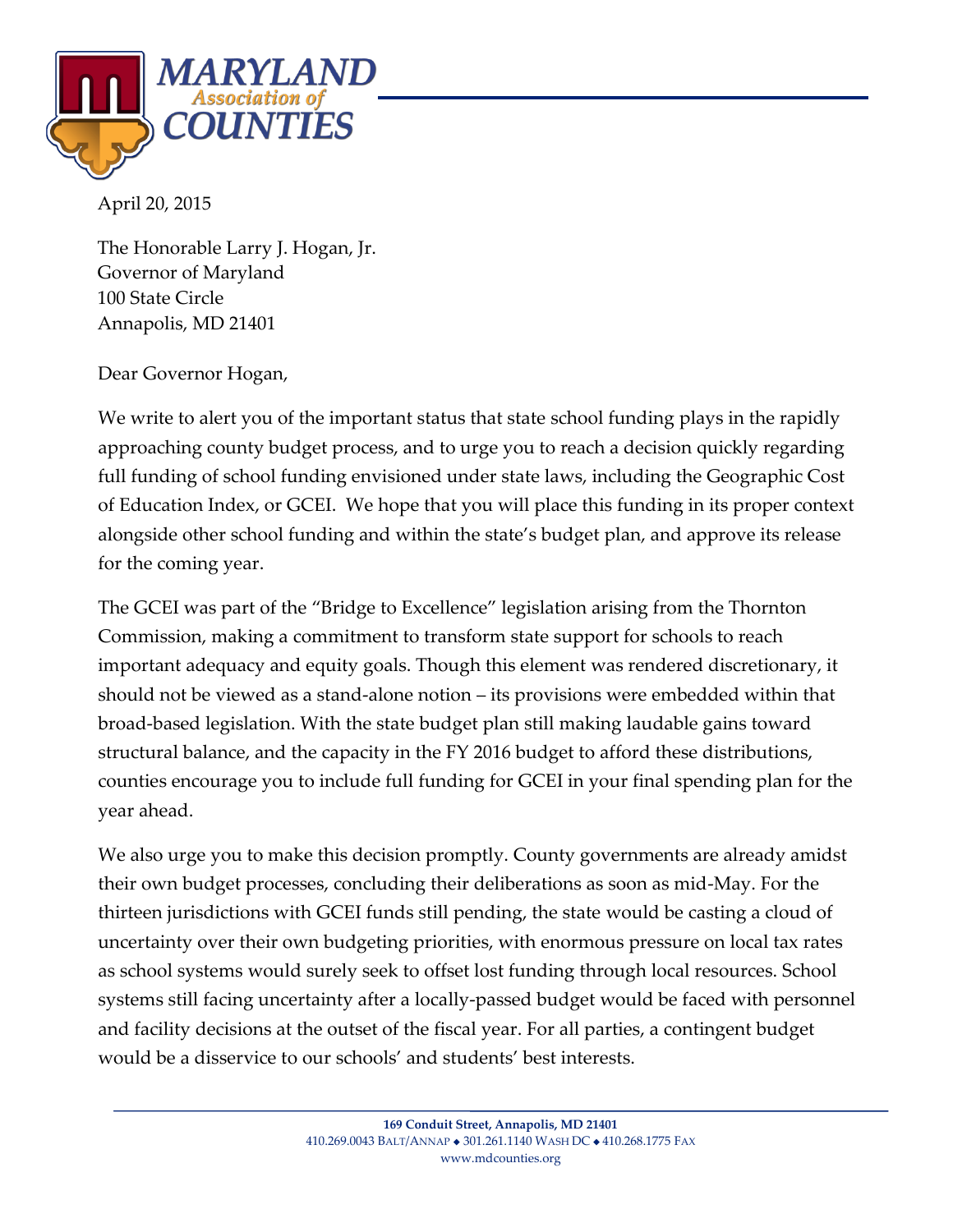April 20, 2015

The Honorable Larry J. Hogan, Jr.
Governor of Maryland
100 State Circle
Annapolis, MD 21401

Dear Governor Hogan,

We write to alert you of the important status that state school funding plays in the rapidly approaching county budget process, and to urge you to reach a decision quickly regarding full funding of school funding envisioned under state laws, including the Geographic Cost of Education Index, or GCEI. We hope that you will place this funding in its proper context alongside other school funding and within the state's budget plan, and approve its release for the coming year.

The GCEI was part of the "Bridge to Excellence" legislation arising from the Thornton Commission, making a commitment to transform state support for schools to reach important adequacy and equity goals. Though this element was rendered discretionary, it should not be viewed as a stand-alone notion – its provisions were embedded within that broad-based legislation. With the state budget plan still making laudable gains toward structural balance, and the capacity in the FY 2016 budget to afford these distributions, counties encourage you to include full funding for GCEI in your final spending plan for the year ahead.

We also urge you to make this decision promptly. County governments are already amidst their own budget processes, concluding their deliberations as soon as mid-May. For the thirteen jurisdictions with GCEI funds still pending, the state would be casting a cloud of uncertainty over their own budgeting priorities, with enormous pressure on local tax rates as school systems would surely seek to offset lost funding through local resources. School systems still facing uncertainty after a locally-passed budget would be faced with personnel and facility decisions at the outset of the fiscal year. For all parties, a contingent budget would be a disservice to our schools' and students' best interests.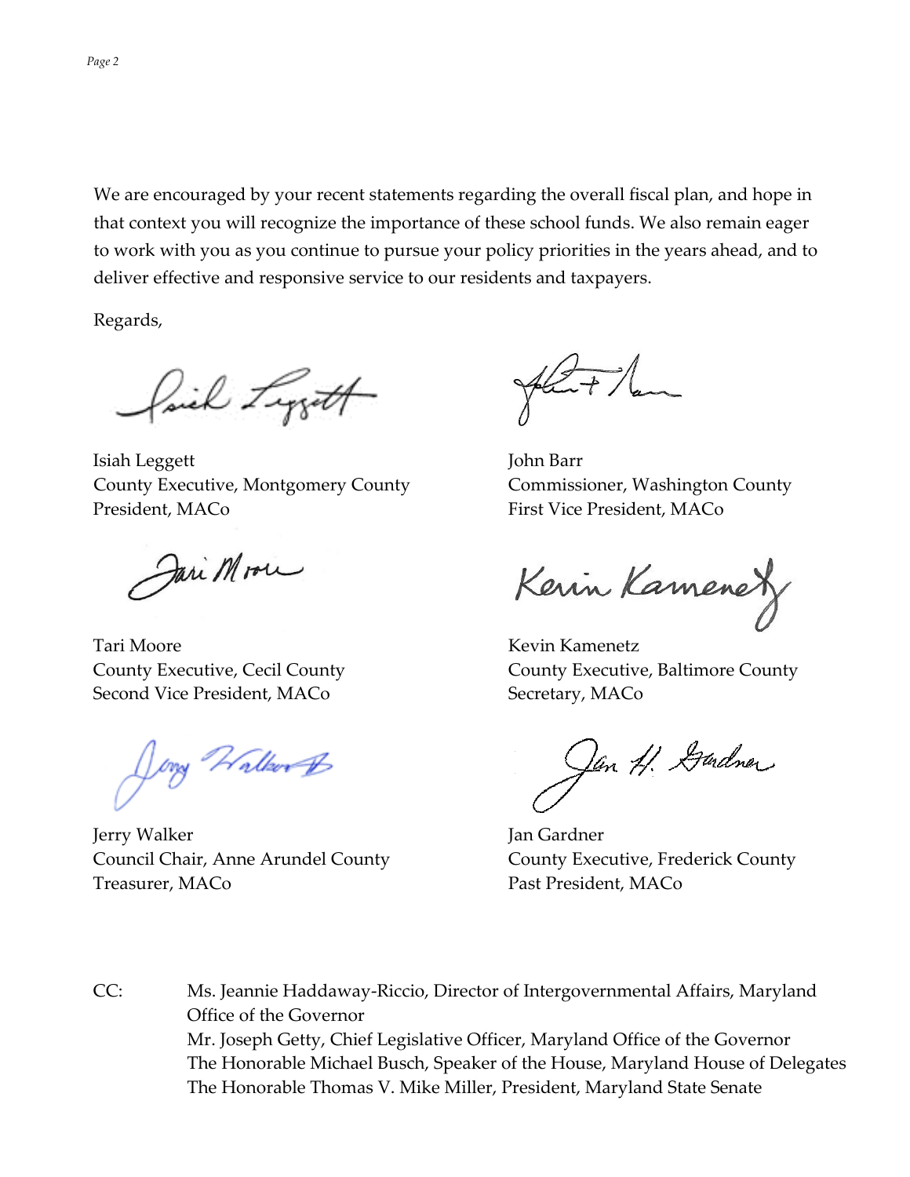We are encouraged by your recent statements regarding the overall fiscal plan, and hope in that context you will recognize the importance of these school funds. We also remain eager to work with you as you continue to pursue your policy priorities in the years ahead, and to deliver effective and responsive service to our residents and taxpayers.

Regards,

Isiah Leggett
County Executive, Montgomery County
President, MACo

John Barr
Commissioner, Washington County
First Vice President, MACo

Tari Moore
County Executive, Cecil County
Second Vice President, MACo

Kevin Kamenetz
County Executive, Baltimore County
Secretary, MACo

Jerry Walker
Council Chair, Anne Arundel County
Treasurer, MACo

Jan Gardner
County Executive, Frederick County
Past President, MACo

CC: Ms. Jeannie Haddaway-Riccio, Director of Intergovernmental Affairs, Maryland Office of the Governor
Mr. Joseph Getty, Chief Legislative Officer, Maryland Office of the Governor
The Honorable Michael Busch, Speaker of the House, Maryland House of Delegates
The Honorable Thomas V. Mike Miller, President, Maryland State Senate